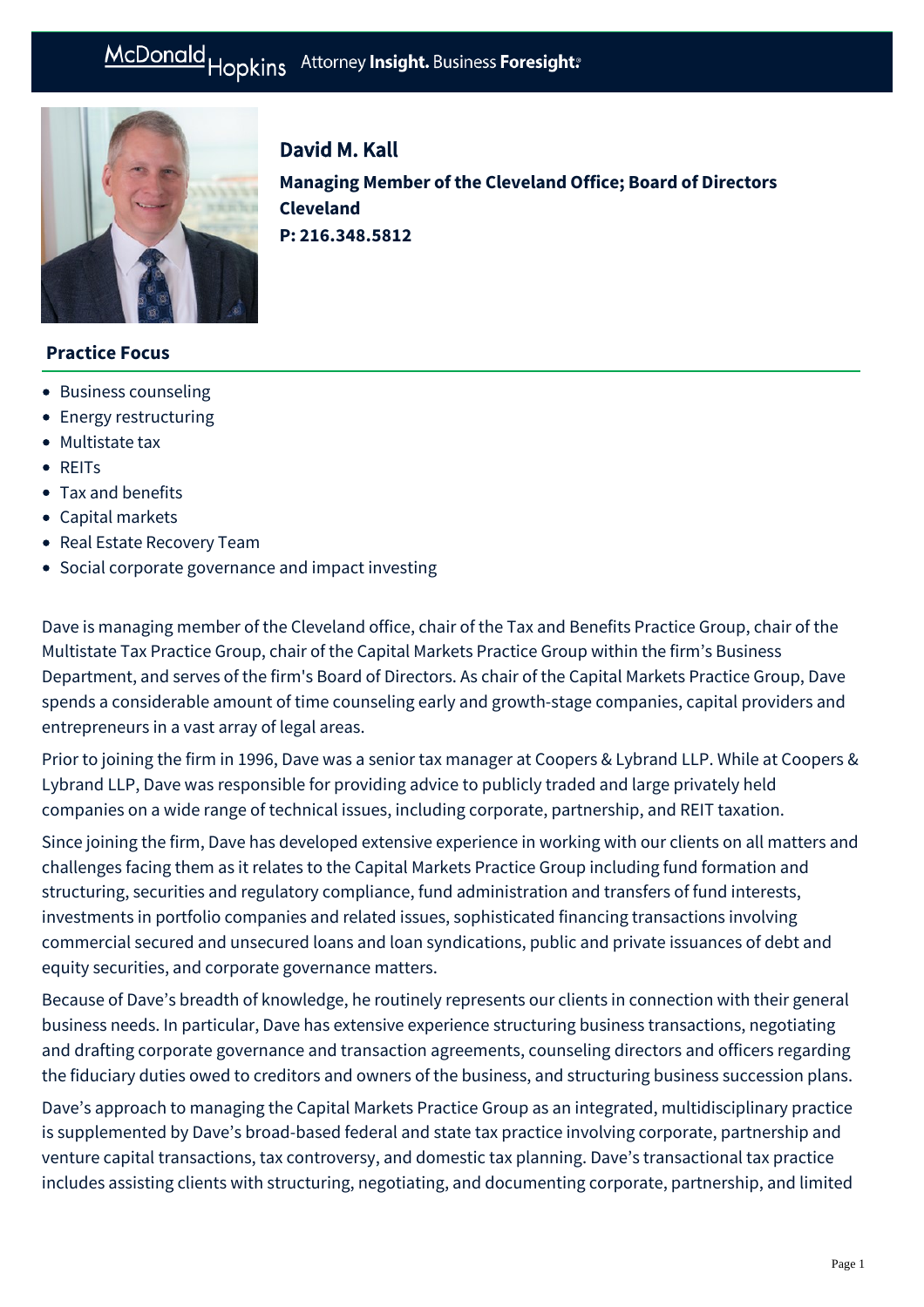# David M. Kall

**Managing Member of the Cleveland Office; Board of Directors**
**Cleveland**
**P: 216.348.5812**

## Practice Focus

- Business counseling
- Energy restructuring
- Multistate tax
- REITs
- Tax and benefits
- Capital markets
- Real Estate Recovery Team
- Social corporate governance and impact investing

Dave is managing member of the Cleveland office, chair of the Tax and Benefits Practice Group, chair of the Multistate Tax Practice Group, chair of the Capital Markets Practice Group within the firm's Business Department, and serves of the firm's Board of Directors. As chair of the Capital Markets Practice Group, Dave spends a considerable amount of time counseling early and growth-stage companies, capital providers and entrepreneurs in a vast array of legal areas.

Prior to joining the firm in 1996, Dave was a senior tax manager at Coopers & Lybrand LLP. While at Coopers & Lybrand LLP, Dave was responsible for providing advice to publicly traded and large privately held companies on a wide range of technical issues, including corporate, partnership, and REIT taxation.

Since joining the firm, Dave has developed extensive experience in working with our clients on all matters and challenges facing them as it relates to the Capital Markets Practice Group including fund formation and structuring, securities and regulatory compliance, fund administration and transfers of fund interests, investments in portfolio companies and related issues, sophisticated financing transactions involving commercial secured and unsecured loans and loan syndications, public and private issuances of debt and equity securities, and corporate governance matters.

Because of Dave's breadth of knowledge, he routinely represents our clients in connection with their general business needs. In particular, Dave has extensive experience structuring business transactions, negotiating and drafting corporate governance and transaction agreements, counseling directors and officers regarding the fiduciary duties owed to creditors and owners of the business, and structuring business succession plans.

Dave's approach to managing the Capital Markets Practice Group as an integrated, multidisciplinary practice is supplemented by Dave's broad-based federal and state tax practice involving corporate, partnership and venture capital transactions, tax controversy, and domestic tax planning. Dave's transactional tax practice includes assisting clients with structuring, negotiating, and documenting corporate, partnership, and limited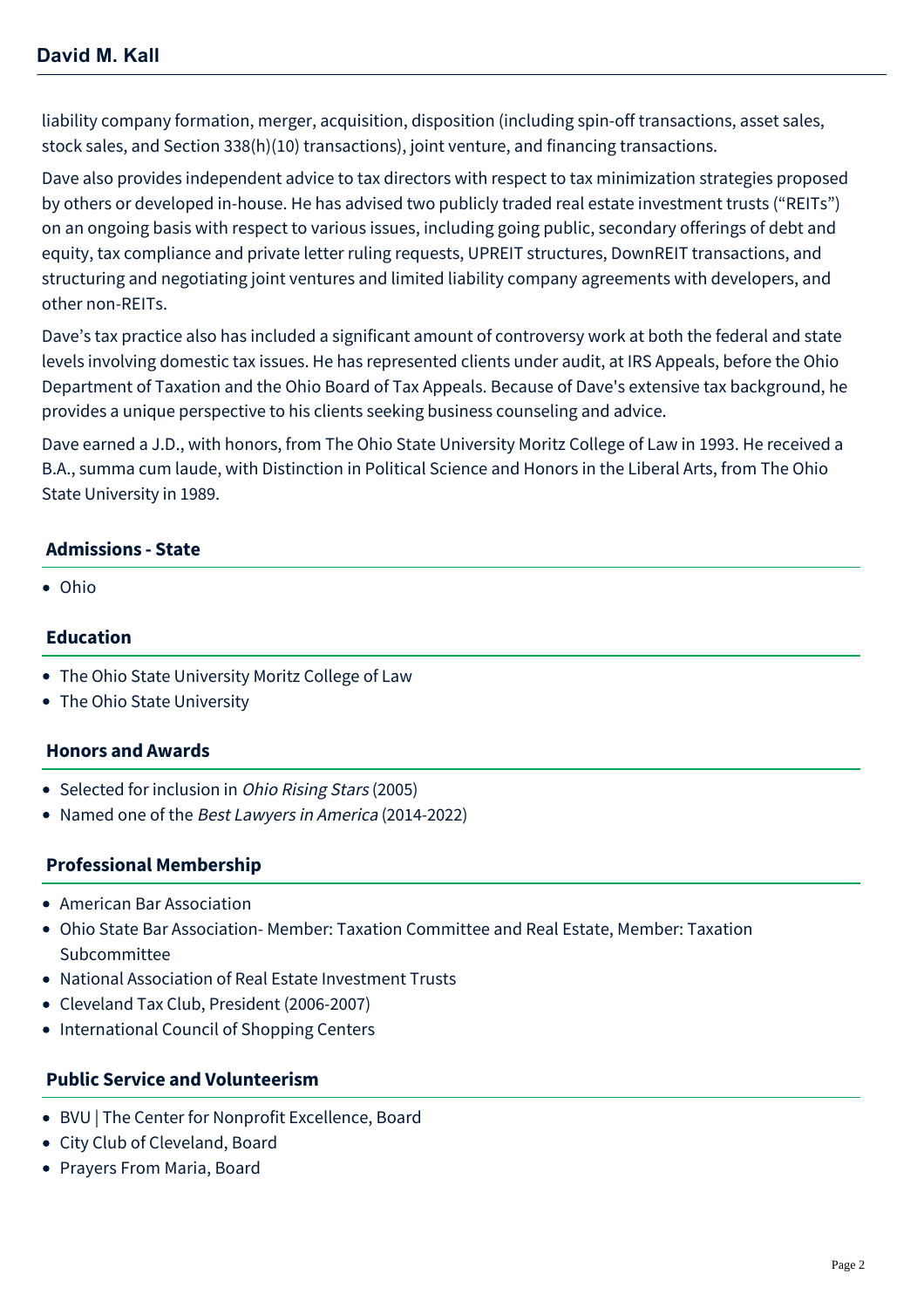liability company formation, merger, acquisition, disposition (including spin-off transactions, asset sales, stock sales, and Section 338(h)(10) transactions), joint venture, and financing transactions.

Dave also provides independent advice to tax directors with respect to tax minimization strategies proposed by others or developed in-house. He has advised two publicly traded real estate investment trusts ("REITs") on an ongoing basis with respect to various issues, including going public, secondary offerings of debt and equity, tax compliance and private letter ruling requests, UPREIT structures, DownREIT transactions, and structuring and negotiating joint ventures and limited liability company agreements with developers, and other non-REITs.

Dave's tax practice also has included a significant amount of controversy work at both the federal and state levels involving domestic tax issues. He has represented clients under audit, at IRS Appeals, before the Ohio Department of Taxation and the Ohio Board of Tax Appeals. Because of Dave's extensive tax background, he provides a unique perspective to his clients seeking business counseling and advice.

Dave earned a J.D., with honors, from The Ohio State University Moritz College of Law in 1993. He received a B.A., summa cum laude, with Distinction in Political Science and Honors in the Liberal Arts, from The Ohio State University in 1989.

## Admissions - State

- Ohio

## Education

- The Ohio State University Moritz College of Law
- The Ohio State University

## Honors and Awards

- Selected for inclusion in *Ohio Rising Stars* (2005)
- Named one of the *Best Lawyers in America* (2014-2022)

## Professional Membership

- American Bar Association
- Ohio State Bar Association- Member: Taxation Committee and Real Estate, Member: Taxation Subcommittee
- National Association of Real Estate Investment Trusts
- Cleveland Tax Club, President (2006-2007)
- International Council of Shopping Centers

## Public Service and Volunteerism

- BVU | The Center for Nonprofit Excellence, Board
- City Club of Cleveland, Board
- Prayers From Maria, Board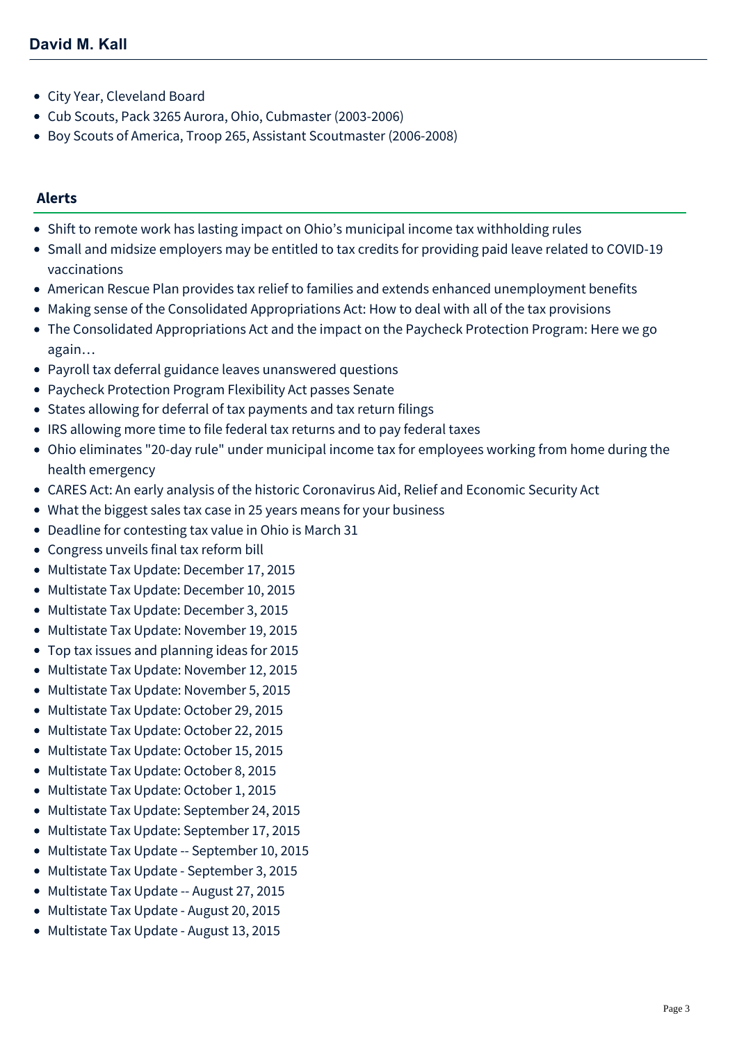- City Year, Cleveland Board
- Cub Scouts, Pack 3265 Aurora, Ohio, Cubmaster (2003-2006)
- Boy Scouts of America, Troop 265, Assistant Scoutmaster (2006-2008)

## Alerts

- Shift to remote work has lasting impact on Ohio's municipal income tax withholding rules
- Small and midsize employers may be entitled to tax credits for providing paid leave related to COVID-19 vaccinations
- American Rescue Plan provides tax relief to families and extends enhanced unemployment benefits
- Making sense of the Consolidated Appropriations Act: How to deal with all of the tax provisions
- The Consolidated Appropriations Act and the impact on the Paycheck Protection Program: Here we go again…
- Payroll tax deferral guidance leaves unanswered questions
- Paycheck Protection Program Flexibility Act passes Senate
- States allowing for deferral of tax payments and tax return filings
- IRS allowing more time to file federal tax returns and to pay federal taxes
- Ohio eliminates "20-day rule" under municipal income tax for employees working from home during the health emergency
- CARES Act: An early analysis of the historic Coronavirus Aid, Relief and Economic Security Act
- What the biggest sales tax case in 25 years means for your business
- Deadline for contesting tax value in Ohio is March 31
- Congress unveils final tax reform bill
- Multistate Tax Update: December 17, 2015
- Multistate Tax Update: December 10, 2015
- Multistate Tax Update: December 3, 2015
- Multistate Tax Update: November 19, 2015
- Top tax issues and planning ideas for 2015
- Multistate Tax Update: November 12, 2015
- Multistate Tax Update: November 5, 2015
- Multistate Tax Update: October 29, 2015
- Multistate Tax Update: October 22, 2015
- Multistate Tax Update: October 15, 2015
- Multistate Tax Update: October 8, 2015
- Multistate Tax Update: October 1, 2015
- Multistate Tax Update: September 24, 2015
- Multistate Tax Update: September 17, 2015
- Multistate Tax Update -- September 10, 2015
- Multistate Tax Update - September 3, 2015
- Multistate Tax Update -- August 27, 2015
- Multistate Tax Update - August 20, 2015
- Multistate Tax Update - August 13, 2015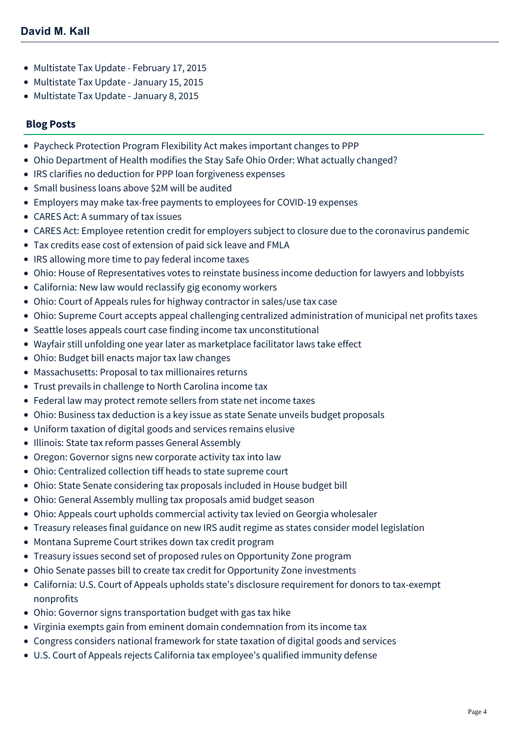- Multistate Tax Update - February 17, 2015
- Multistate Tax Update - January 15, 2015
- Multistate Tax Update - January 8, 2015

## Blog Posts

- Paycheck Protection Program Flexibility Act makes important changes to PPP
- Ohio Department of Health modifies the Stay Safe Ohio Order: What actually changed?
- IRS clarifies no deduction for PPP loan forgiveness expenses
- Small business loans above $2M will be audited
- Employers may make tax-free payments to employees for COVID-19 expenses
- CARES Act: A summary of tax issues
- CARES Act: Employee retention credit for employers subject to closure due to the coronavirus pandemic
- Tax credits ease cost of extension of paid sick leave and FMLA
- IRS allowing more time to pay federal income taxes
- Ohio: House of Representatives votes to reinstate business income deduction for lawyers and lobbyists
- California: New law would reclassify gig economy workers
- Ohio: Court of Appeals rules for highway contractor in sales/use tax case
- Ohio: Supreme Court accepts appeal challenging centralized administration of municipal net profits taxes
- Seattle loses appeals court case finding income tax unconstitutional
- Wayfair still unfolding one year later as marketplace facilitator laws take effect
- Ohio: Budget bill enacts major tax law changes
- Massachusetts: Proposal to tax millionaires returns
- Trust prevails in challenge to North Carolina income tax
- Federal law may protect remote sellers from state net income taxes
- Ohio: Business tax deduction is a key issue as state Senate unveils budget proposals
- Uniform taxation of digital goods and services remains elusive
- Illinois: State tax reform passes General Assembly
- Oregon: Governor signs new corporate activity tax into law
- Ohio: Centralized collection tiff heads to state supreme court
- Ohio: State Senate considering tax proposals included in House budget bill
- Ohio: General Assembly mulling tax proposals amid budget season
- Ohio: Appeals court upholds commercial activity tax levied on Georgia wholesaler
- Treasury releases final guidance on new IRS audit regime as states consider model legislation
- Montana Supreme Court strikes down tax credit program
- Treasury issues second set of proposed rules on Opportunity Zone program
- Ohio Senate passes bill to create tax credit for Opportunity Zone investments
- California: U.S. Court of Appeals upholds state's disclosure requirement for donors to tax-exempt nonprofits
- Ohio: Governor signs transportation budget with gas tax hike
- Virginia exempts gain from eminent domain condemnation from its income tax
- Congress considers national framework for state taxation of digital goods and services
- U.S. Court of Appeals rejects California tax employee's qualified immunity defense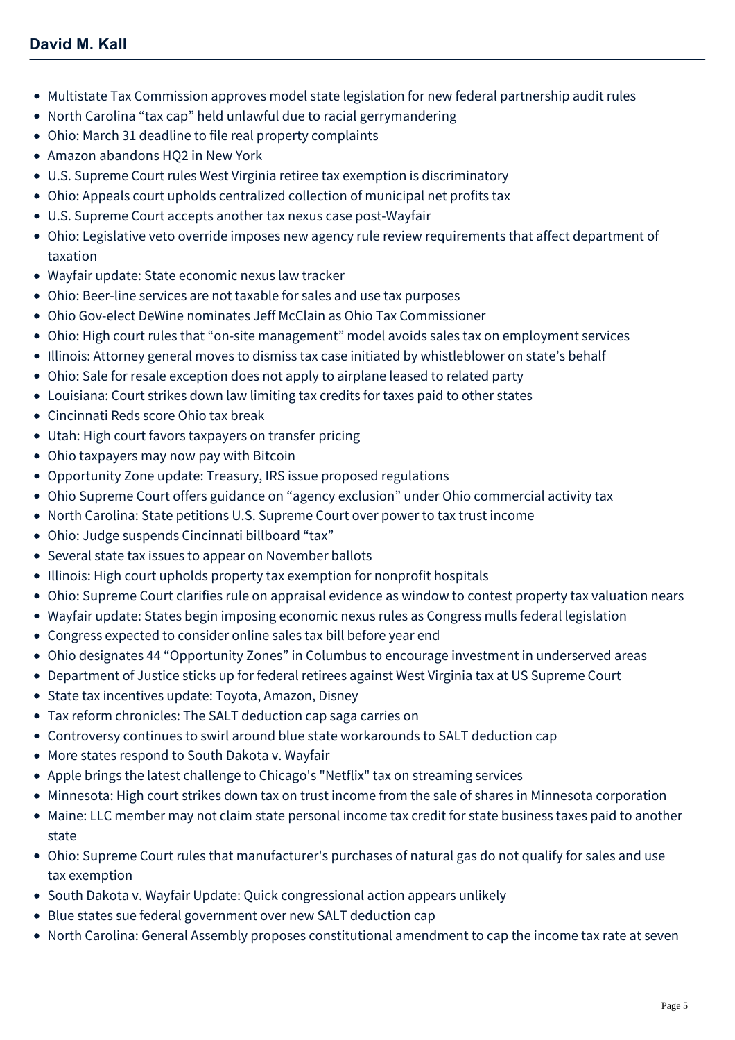- Multistate Tax Commission approves model state legislation for new federal partnership audit rules
- North Carolina “tax cap” held unlawful due to racial gerrymandering
- Ohio: March 31 deadline to file real property complaints
- Amazon abandons HQ2 in New York
- U.S. Supreme Court rules West Virginia retiree tax exemption is discriminatory
- Ohio: Appeals court upholds centralized collection of municipal net profits tax
- U.S. Supreme Court accepts another tax nexus case post-Wayfair
- Ohio: Legislative veto override imposes new agency rule review requirements that affect department of taxation
- Wayfair update: State economic nexus law tracker
- Ohio: Beer-line services are not taxable for sales and use tax purposes
- Ohio Gov-elect DeWine nominates Jeff McClain as Ohio Tax Commissioner
- Ohio: High court rules that “on-site management” model avoids sales tax on employment services
- Illinois: Attorney general moves to dismiss tax case initiated by whistleblower on state’s behalf
- Ohio: Sale for resale exception does not apply to airplane leased to related party
- Louisiana: Court strikes down law limiting tax credits for taxes paid to other states
- Cincinnati Reds score Ohio tax break
- Utah: High court favors taxpayers on transfer pricing
- Ohio taxpayers may now pay with Bitcoin
- Opportunity Zone update: Treasury, IRS issue proposed regulations
- Ohio Supreme Court offers guidance on “agency exclusion” under Ohio commercial activity tax
- North Carolina: State petitions U.S. Supreme Court over power to tax trust income
- Ohio: Judge suspends Cincinnati billboard “tax”
- Several state tax issues to appear on November ballots
- Illinois: High court upholds property tax exemption for nonprofit hospitals
- Ohio: Supreme Court clarifies rule on appraisal evidence as window to contest property tax valuation nears
- Wayfair update: States begin imposing economic nexus rules as Congress mulls federal legislation
- Congress expected to consider online sales tax bill before year end
- Ohio designates 44 “Opportunity Zones” in Columbus to encourage investment in underserved areas
- Department of Justice sticks up for federal retirees against West Virginia tax at US Supreme Court
- State tax incentives update: Toyota, Amazon, Disney
- Tax reform chronicles: The SALT deduction cap saga carries on
- Controversy continues to swirl around blue state workarounds to SALT deduction cap
- More states respond to South Dakota v. Wayfair
- Apple brings the latest challenge to Chicago's "Netflix" tax on streaming services
- Minnesota: High court strikes down tax on trust income from the sale of shares in Minnesota corporation
- Maine: LLC member may not claim state personal income tax credit for state business taxes paid to another state
- Ohio: Supreme Court rules that manufacturer's purchases of natural gas do not qualify for sales and use tax exemption
- South Dakota v. Wayfair Update: Quick congressional action appears unlikely
- Blue states sue federal government over new SALT deduction cap
- North Carolina: General Assembly proposes constitutional amendment to cap the income tax rate at seven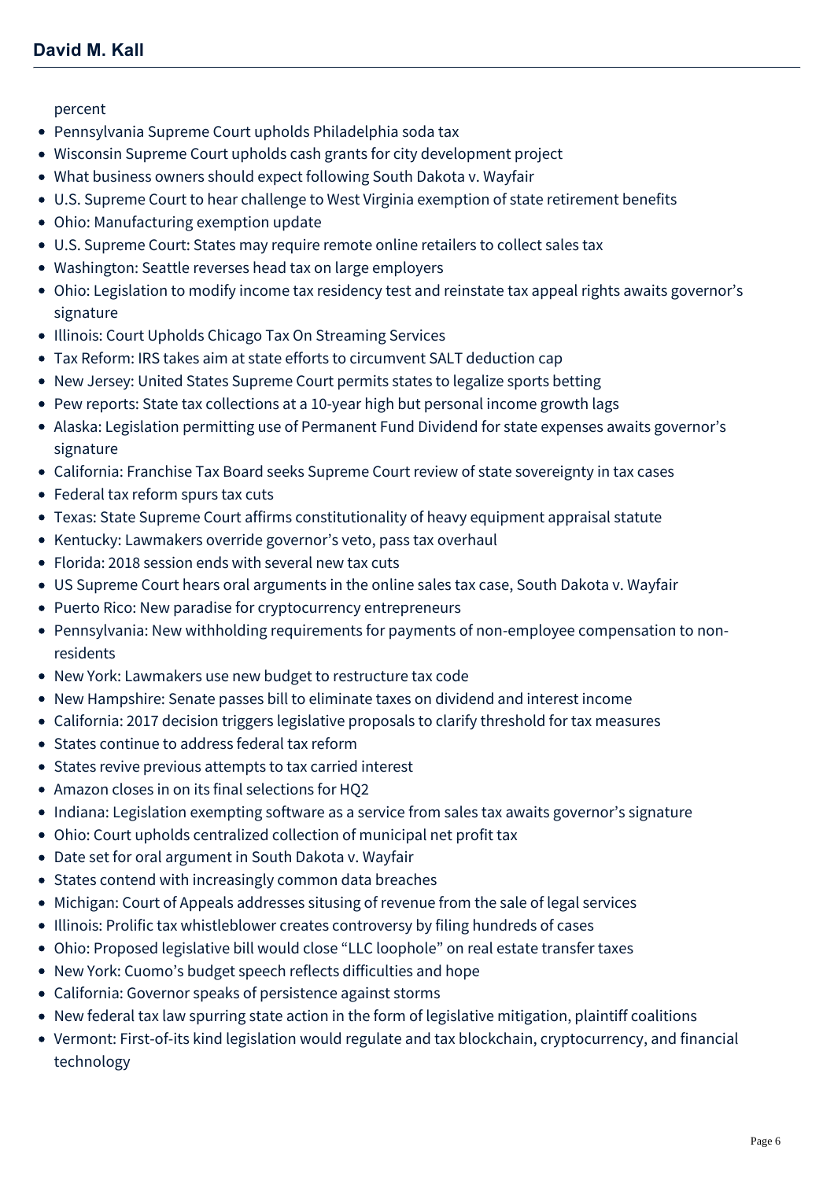percent

- Pennsylvania Supreme Court upholds Philadelphia soda tax
- Wisconsin Supreme Court upholds cash grants for city development project
- What business owners should expect following South Dakota v. Wayfair
- U.S. Supreme Court to hear challenge to West Virginia exemption of state retirement benefits
- Ohio: Manufacturing exemption update
- U.S. Supreme Court: States may require remote online retailers to collect sales tax
- Washington: Seattle reverses head tax on large employers
- Ohio: Legislation to modify income tax residency test and reinstate tax appeal rights awaits governor's signature
- Illinois: Court Upholds Chicago Tax On Streaming Services
- Tax Reform: IRS takes aim at state efforts to circumvent SALT deduction cap
- New Jersey: United States Supreme Court permits states to legalize sports betting
- Pew reports: State tax collections at a 10-year high but personal income growth lags
- Alaska: Legislation permitting use of Permanent Fund Dividend for state expenses awaits governor's signature
- California: Franchise Tax Board seeks Supreme Court review of state sovereignty in tax cases
- Federal tax reform spurs tax cuts
- Texas: State Supreme Court affirms constitutionality of heavy equipment appraisal statute
- Kentucky: Lawmakers override governor's veto, pass tax overhaul
- Florida: 2018 session ends with several new tax cuts
- US Supreme Court hears oral arguments in the online sales tax case, South Dakota v. Wayfair
- Puerto Rico: New paradise for cryptocurrency entrepreneurs
- Pennsylvania: New withholding requirements for payments of non-employee compensation to non-residents
- New York: Lawmakers use new budget to restructure tax code
- New Hampshire: Senate passes bill to eliminate taxes on dividend and interest income
- California: 2017 decision triggers legislative proposals to clarify threshold for tax measures
- States continue to address federal tax reform
- States revive previous attempts to tax carried interest
- Amazon closes in on its final selections for HQ2
- Indiana: Legislation exempting software as a service from sales tax awaits governor's signature
- Ohio: Court upholds centralized collection of municipal net profit tax
- Date set for oral argument in South Dakota v. Wayfair
- States contend with increasingly common data breaches
- Michigan: Court of Appeals addresses situsing of revenue from the sale of legal services
- Illinois: Prolific tax whistleblower creates controversy by filing hundreds of cases
- Ohio: Proposed legislative bill would close "LLC loophole" on real estate transfer taxes
- New York: Cuomo's budget speech reflects difficulties and hope
- California: Governor speaks of persistence against storms
- New federal tax law spurring state action in the form of legislative mitigation, plaintiff coalitions
- Vermont: First-of-its kind legislation would regulate and tax blockchain, cryptocurrency, and financial technology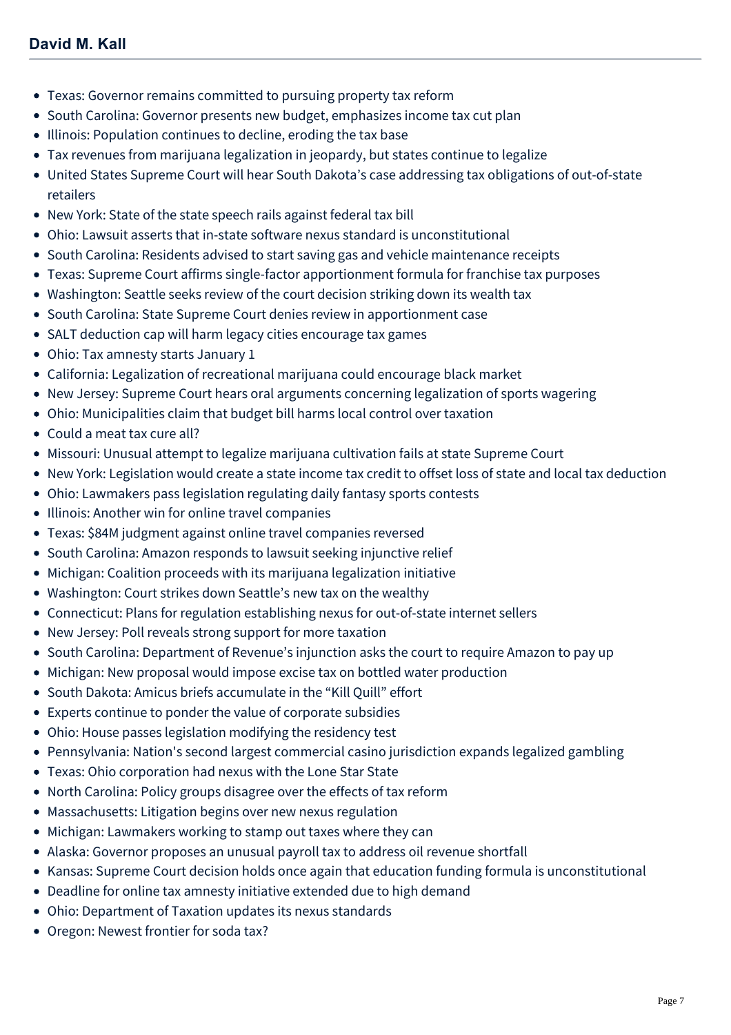- Texas: Governor remains committed to pursuing property tax reform
- South Carolina: Governor presents new budget, emphasizes income tax cut plan
- Illinois: Population continues to decline, eroding the tax base
- Tax revenues from marijuana legalization in jeopardy, but states continue to legalize
- United States Supreme Court will hear South Dakota's case addressing tax obligations of out-of-state retailers
- New York: State of the state speech rails against federal tax bill
- Ohio: Lawsuit asserts that in-state software nexus standard is unconstitutional
- South Carolina: Residents advised to start saving gas and vehicle maintenance receipts
- Texas: Supreme Court affirms single-factor apportionment formula for franchise tax purposes
- Washington: Seattle seeks review of the court decision striking down its wealth tax
- South Carolina: State Supreme Court denies review in apportionment case
- SALT deduction cap will harm legacy cities encourage tax games
- Ohio: Tax amnesty starts January 1
- California: Legalization of recreational marijuana could encourage black market
- New Jersey: Supreme Court hears oral arguments concerning legalization of sports wagering
- Ohio: Municipalities claim that budget bill harms local control over taxation
- Could a meat tax cure all?
- Missouri: Unusual attempt to legalize marijuana cultivation fails at state Supreme Court
- New York: Legislation would create a state income tax credit to offset loss of state and local tax deduction
- Ohio: Lawmakers pass legislation regulating daily fantasy sports contests
- Illinois: Another win for online travel companies
- Texas: $84M judgment against online travel companies reversed
- South Carolina: Amazon responds to lawsuit seeking injunctive relief
- Michigan: Coalition proceeds with its marijuana legalization initiative
- Washington: Court strikes down Seattle's new tax on the wealthy
- Connecticut: Plans for regulation establishing nexus for out-of-state internet sellers
- New Jersey: Poll reveals strong support for more taxation
- South Carolina: Department of Revenue's injunction asks the court to require Amazon to pay up
- Michigan: New proposal would impose excise tax on bottled water production
- South Dakota: Amicus briefs accumulate in the "Kill Quill" effort
- Experts continue to ponder the value of corporate subsidies
- Ohio: House passes legislation modifying the residency test
- Pennsylvania: Nation's second largest commercial casino jurisdiction expands legalized gambling
- Texas: Ohio corporation had nexus with the Lone Star State
- North Carolina: Policy groups disagree over the effects of tax reform
- Massachusetts: Litigation begins over new nexus regulation
- Michigan: Lawmakers working to stamp out taxes where they can
- Alaska: Governor proposes an unusual payroll tax to address oil revenue shortfall
- Kansas: Supreme Court decision holds once again that education funding formula is unconstitutional
- Deadline for online tax amnesty initiative extended due to high demand
- Ohio: Department of Taxation updates its nexus standards
- Oregon: Newest frontier for soda tax?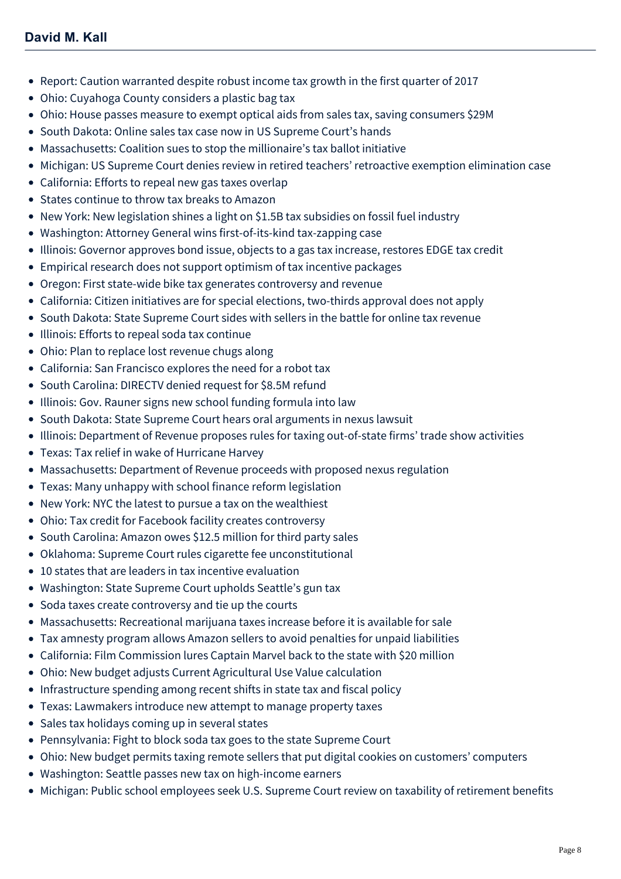## David M. Kall

- Report: Caution warranted despite robust income tax growth in the first quarter of 2017
- Ohio: Cuyahoga County considers a plastic bag tax
- Ohio: House passes measure to exempt optical aids from sales tax, saving consumers $29M
- South Dakota: Online sales tax case now in US Supreme Court's hands
- Massachusetts: Coalition sues to stop the millionaire's tax ballot initiative
- Michigan: US Supreme Court denies review in retired teachers' retroactive exemption elimination case
- California: Efforts to repeal new gas taxes overlap
- States continue to throw tax breaks to Amazon
- New York: New legislation shines a light on $1.5B tax subsidies on fossil fuel industry
- Washington: Attorney General wins first-of-its-kind tax-zapping case
- Illinois: Governor approves bond issue, objects to a gas tax increase, restores EDGE tax credit
- Empirical research does not support optimism of tax incentive packages
- Oregon: First state-wide bike tax generates controversy and revenue
- California: Citizen initiatives are for special elections, two-thirds approval does not apply
- South Dakota: State Supreme Court sides with sellers in the battle for online tax revenue
- Illinois: Efforts to repeal soda tax continue
- Ohio: Plan to replace lost revenue chugs along
- California: San Francisco explores the need for a robot tax
- South Carolina: DIRECTV denied request for $8.5M refund
- Illinois: Gov. Rauner signs new school funding formula into law
- South Dakota: State Supreme Court hears oral arguments in nexus lawsuit
- Illinois: Department of Revenue proposes rules for taxing out-of-state firms' trade show activities
- Texas: Tax relief in wake of Hurricane Harvey
- Massachusetts: Department of Revenue proceeds with proposed nexus regulation
- Texas: Many unhappy with school finance reform legislation
- New York: NYC the latest to pursue a tax on the wealthiest
- Ohio: Tax credit for Facebook facility creates controversy
- South Carolina: Amazon owes $12.5 million for third party sales
- Oklahoma: Supreme Court rules cigarette fee unconstitutional
- 10 states that are leaders in tax incentive evaluation
- Washington: State Supreme Court upholds Seattle's gun tax
- Soda taxes create controversy and tie up the courts
- Massachusetts: Recreational marijuana taxes increase before it is available for sale
- Tax amnesty program allows Amazon sellers to avoid penalties for unpaid liabilities
- California: Film Commission lures Captain Marvel back to the state with $20 million
- Ohio: New budget adjusts Current Agricultural Use Value calculation
- Infrastructure spending among recent shifts in state tax and fiscal policy
- Texas: Lawmakers introduce new attempt to manage property taxes
- Sales tax holidays coming up in several states
- Pennsylvania: Fight to block soda tax goes to the state Supreme Court
- Ohio: New budget permits taxing remote sellers that put digital cookies on customers' computers
- Washington: Seattle passes new tax on high-income earners
- Michigan: Public school employees seek U.S. Supreme Court review on taxability of retirement benefits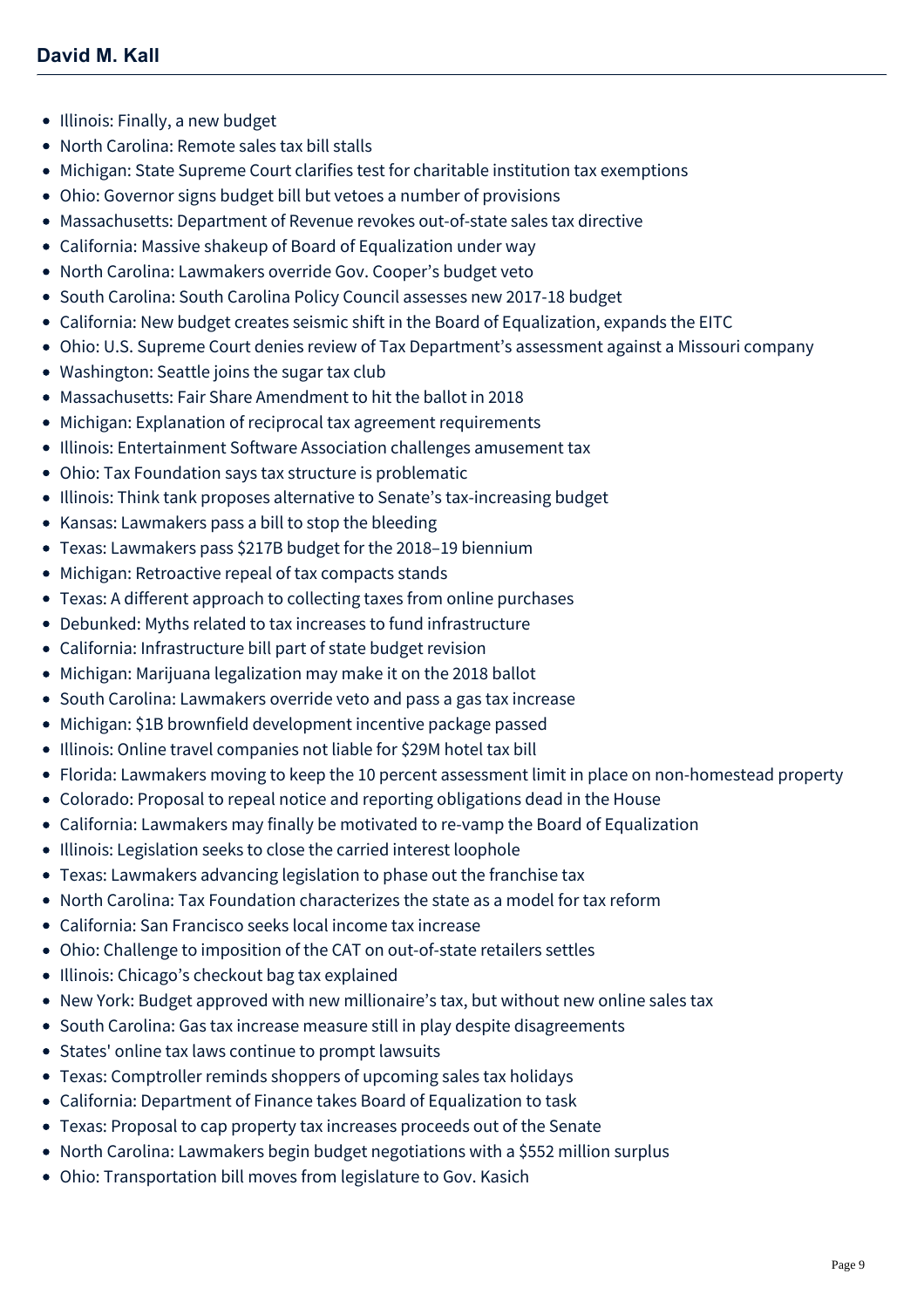- Illinois: Finally, a new budget
- North Carolina: Remote sales tax bill stalls
- Michigan: State Supreme Court clarifies test for charitable institution tax exemptions
- Ohio: Governor signs budget bill but vetoes a number of provisions
- Massachusetts: Department of Revenue revokes out-of-state sales tax directive
- California: Massive shakeup of Board of Equalization under way
- North Carolina: Lawmakers override Gov. Cooper's budget veto
- South Carolina: South Carolina Policy Council assesses new 2017-18 budget
- California: New budget creates seismic shift in the Board of Equalization, expands the EITC
- Ohio: U.S. Supreme Court denies review of Tax Department's assessment against a Missouri company
- Washington: Seattle joins the sugar tax club
- Massachusetts: Fair Share Amendment to hit the ballot in 2018
- Michigan: Explanation of reciprocal tax agreement requirements
- Illinois: Entertainment Software Association challenges amusement tax
- Ohio: Tax Foundation says tax structure is problematic
- Illinois: Think tank proposes alternative to Senate's tax-increasing budget
- Kansas: Lawmakers pass a bill to stop the bleeding
- Texas: Lawmakers pass $217B budget for the 2018–19 biennium
- Michigan: Retroactive repeal of tax compacts stands
- Texas: A different approach to collecting taxes from online purchases
- Debunked: Myths related to tax increases to fund infrastructure
- California: Infrastructure bill part of state budget revision
- Michigan: Marijuana legalization may make it on the 2018 ballot
- South Carolina: Lawmakers override veto and pass a gas tax increase
- Michigan: $1B brownfield development incentive package passed
- Illinois: Online travel companies not liable for $29M hotel tax bill
- Florida: Lawmakers moving to keep the 10 percent assessment limit in place on non-homestead property
- Colorado: Proposal to repeal notice and reporting obligations dead in the House
- California: Lawmakers may finally be motivated to re-vamp the Board of Equalization
- Illinois: Legislation seeks to close the carried interest loophole
- Texas: Lawmakers advancing legislation to phase out the franchise tax
- North Carolina: Tax Foundation characterizes the state as a model for tax reform
- California: San Francisco seeks local income tax increase
- Ohio: Challenge to imposition of the CAT on out-of-state retailers settles
- Illinois: Chicago's checkout bag tax explained
- New York: Budget approved with new millionaire's tax, but without new online sales tax
- South Carolina: Gas tax increase measure still in play despite disagreements
- States' online tax laws continue to prompt lawsuits
- Texas: Comptroller reminds shoppers of upcoming sales tax holidays
- California: Department of Finance takes Board of Equalization to task
- Texas: Proposal to cap property tax increases proceeds out of the Senate
- North Carolina: Lawmakers begin budget negotiations with a $552 million surplus
- Ohio: Transportation bill moves from legislature to Gov. Kasich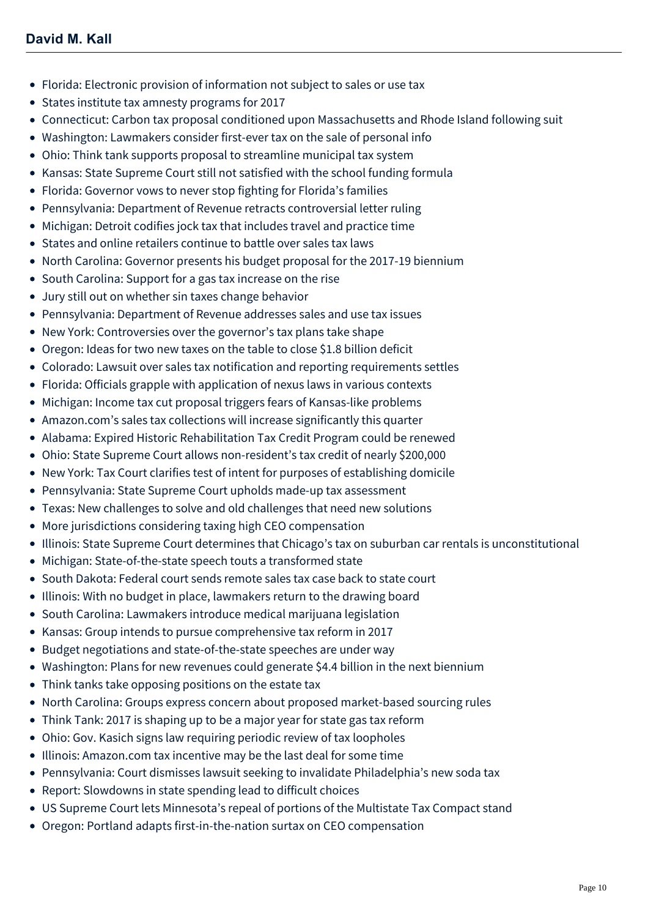- Florida: Electronic provision of information not subject to sales or use tax
- States institute tax amnesty programs for 2017
- Connecticut: Carbon tax proposal conditioned upon Massachusetts and Rhode Island following suit
- Washington: Lawmakers consider first-ever tax on the sale of personal info
- Ohio: Think tank supports proposal to streamline municipal tax system
- Kansas: State Supreme Court still not satisfied with the school funding formula
- Florida: Governor vows to never stop fighting for Florida's families
- Pennsylvania: Department of Revenue retracts controversial letter ruling
- Michigan: Detroit codifies jock tax that includes travel and practice time
- States and online retailers continue to battle over sales tax laws
- North Carolina: Governor presents his budget proposal for the 2017-19 biennium
- South Carolina: Support for a gas tax increase on the rise
- Jury still out on whether sin taxes change behavior
- Pennsylvania: Department of Revenue addresses sales and use tax issues
- New York: Controversies over the governor's tax plans take shape
- Oregon: Ideas for two new taxes on the table to close $1.8 billion deficit
- Colorado: Lawsuit over sales tax notification and reporting requirements settles
- Florida: Officials grapple with application of nexus laws in various contexts
- Michigan: Income tax cut proposal triggers fears of Kansas-like problems
- Amazon.com's sales tax collections will increase significantly this quarter
- Alabama: Expired Historic Rehabilitation Tax Credit Program could be renewed
- Ohio: State Supreme Court allows non-resident's tax credit of nearly $200,000
- New York: Tax Court clarifies test of intent for purposes of establishing domicile
- Pennsylvania: State Supreme Court upholds made-up tax assessment
- Texas: New challenges to solve and old challenges that need new solutions
- More jurisdictions considering taxing high CEO compensation
- Illinois: State Supreme Court determines that Chicago's tax on suburban car rentals is unconstitutional
- Michigan: State-of-the-state speech touts a transformed state
- South Dakota: Federal court sends remote sales tax case back to state court
- Illinois: With no budget in place, lawmakers return to the drawing board
- South Carolina: Lawmakers introduce medical marijuana legislation
- Kansas: Group intends to pursue comprehensive tax reform in 2017
- Budget negotiations and state-of-the-state speeches are under way
- Washington: Plans for new revenues could generate $4.4 billion in the next biennium
- Think tanks take opposing positions on the estate tax
- North Carolina: Groups express concern about proposed market-based sourcing rules
- Think Tank: 2017 is shaping up to be a major year for state gas tax reform
- Ohio: Gov. Kasich signs law requiring periodic review of tax loopholes
- Illinois: Amazon.com tax incentive may be the last deal for some time
- Pennsylvania: Court dismisses lawsuit seeking to invalidate Philadelphia's new soda tax
- Report: Slowdowns in state spending lead to difficult choices
- US Supreme Court lets Minnesota's repeal of portions of the Multistate Tax Compact stand
- Oregon: Portland adapts first-in-the-nation surtax on CEO compensation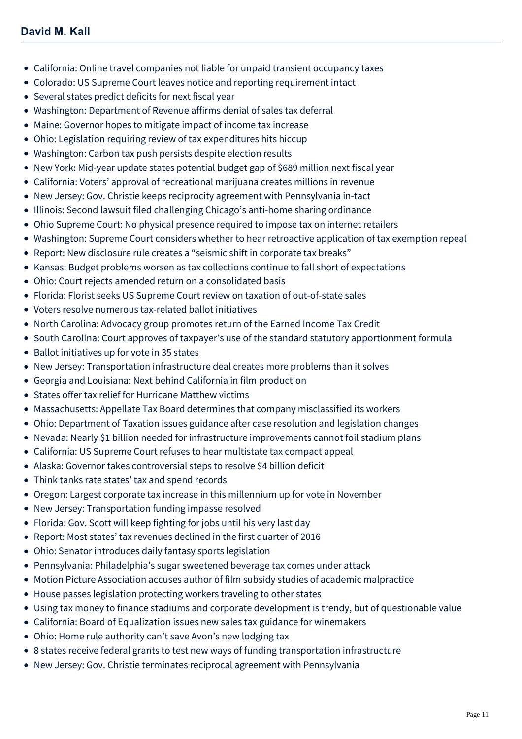- California: Online travel companies not liable for unpaid transient occupancy taxes
- Colorado: US Supreme Court leaves notice and reporting requirement intact
- Several states predict deficits for next fiscal year
- Washington: Department of Revenue affirms denial of sales tax deferral
- Maine: Governor hopes to mitigate impact of income tax increase
- Ohio: Legislation requiring review of tax expenditures hits hiccup
- Washington: Carbon tax push persists despite election results
- New York: Mid-year update states potential budget gap of $689 million next fiscal year
- California: Voters' approval of recreational marijuana creates millions in revenue
- New Jersey: Gov. Christie keeps reciprocity agreement with Pennsylvania in-tact
- Illinois: Second lawsuit filed challenging Chicago's anti-home sharing ordinance
- Ohio Supreme Court: No physical presence required to impose tax on internet retailers
- Washington: Supreme Court considers whether to hear retroactive application of tax exemption repeal
- Report: New disclosure rule creates a "seismic shift in corporate tax breaks"
- Kansas: Budget problems worsen as tax collections continue to fall short of expectations
- Ohio: Court rejects amended return on a consolidated basis
- Florida: Florist seeks US Supreme Court review on taxation of out-of-state sales
- Voters resolve numerous tax-related ballot initiatives
- North Carolina: Advocacy group promotes return of the Earned Income Tax Credit
- South Carolina: Court approves of taxpayer's use of the standard statutory apportionment formula
- Ballot initiatives up for vote in 35 states
- New Jersey: Transportation infrastructure deal creates more problems than it solves
- Georgia and Louisiana: Next behind California in film production
- States offer tax relief for Hurricane Matthew victims
- Massachusetts: Appellate Tax Board determines that company misclassified its workers
- Ohio: Department of Taxation issues guidance after case resolution and legislation changes
- Nevada: Nearly $1 billion needed for infrastructure improvements cannot foil stadium plans
- California: US Supreme Court refuses to hear multistate tax compact appeal
- Alaska: Governor takes controversial steps to resolve $4 billion deficit
- Think tanks rate states' tax and spend records
- Oregon: Largest corporate tax increase in this millennium up for vote in November
- New Jersey: Transportation funding impasse resolved
- Florida: Gov. Scott will keep fighting for jobs until his very last day
- Report: Most states' tax revenues declined in the first quarter of 2016
- Ohio: Senator introduces daily fantasy sports legislation
- Pennsylvania: Philadelphia's sugar sweetened beverage tax comes under attack
- Motion Picture Association accuses author of film subsidy studies of academic malpractice
- House passes legislation protecting workers traveling to other states
- Using tax money to finance stadiums and corporate development is trendy, but of questionable value
- California: Board of Equalization issues new sales tax guidance for winemakers
- Ohio: Home rule authority can't save Avon's new lodging tax
- 8 states receive federal grants to test new ways of funding transportation infrastructure
- New Jersey: Gov. Christie terminates reciprocal agreement with Pennsylvania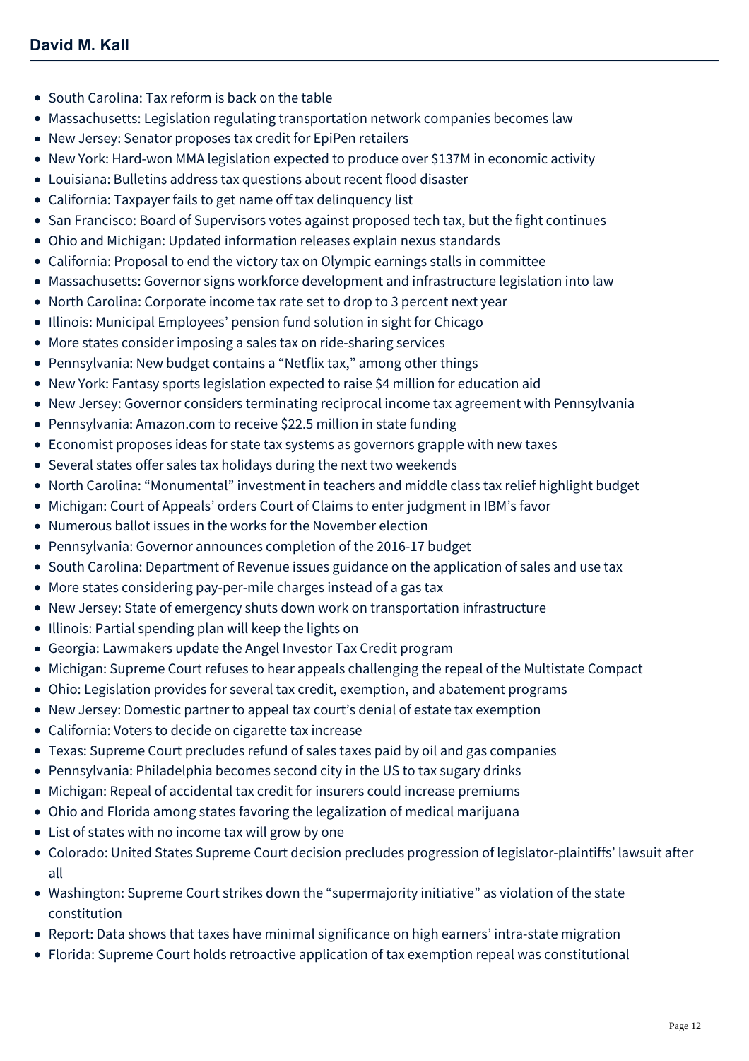- South Carolina: Tax reform is back on the table
- Massachusetts: Legislation regulating transportation network companies becomes law
- New Jersey: Senator proposes tax credit for EpiPen retailers
- New York: Hard-won MMA legislation expected to produce over $137M in economic activity
- Louisiana: Bulletins address tax questions about recent flood disaster
- California: Taxpayer fails to get name off tax delinquency list
- San Francisco: Board of Supervisors votes against proposed tech tax, but the fight continues
- Ohio and Michigan: Updated information releases explain nexus standards
- California: Proposal to end the victory tax on Olympic earnings stalls in committee
- Massachusetts: Governor signs workforce development and infrastructure legislation into law
- North Carolina: Corporate income tax rate set to drop to 3 percent next year
- Illinois: Municipal Employees' pension fund solution in sight for Chicago
- More states consider imposing a sales tax on ride-sharing services
- Pennsylvania: New budget contains a "Netflix tax," among other things
- New York: Fantasy sports legislation expected to raise $4 million for education aid
- New Jersey: Governor considers terminating reciprocal income tax agreement with Pennsylvania
- Pennsylvania: Amazon.com to receive $22.5 million in state funding
- Economist proposes ideas for state tax systems as governors grapple with new taxes
- Several states offer sales tax holidays during the next two weekends
- North Carolina: "Monumental" investment in teachers and middle class tax relief highlight budget
- Michigan: Court of Appeals' orders Court of Claims to enter judgment in IBM's favor
- Numerous ballot issues in the works for the November election
- Pennsylvania: Governor announces completion of the 2016-17 budget
- South Carolina: Department of Revenue issues guidance on the application of sales and use tax
- More states considering pay-per-mile charges instead of a gas tax
- New Jersey: State of emergency shuts down work on transportation infrastructure
- Illinois: Partial spending plan will keep the lights on
- Georgia: Lawmakers update the Angel Investor Tax Credit program
- Michigan: Supreme Court refuses to hear appeals challenging the repeal of the Multistate Compact
- Ohio: Legislation provides for several tax credit, exemption, and abatement programs
- New Jersey: Domestic partner to appeal tax court's denial of estate tax exemption
- California: Voters to decide on cigarette tax increase
- Texas: Supreme Court precludes refund of sales taxes paid by oil and gas companies
- Pennsylvania: Philadelphia becomes second city in the US to tax sugary drinks
- Michigan: Repeal of accidental tax credit for insurers could increase premiums
- Ohio and Florida among states favoring the legalization of medical marijuana
- List of states with no income tax will grow by one
- Colorado: United States Supreme Court decision precludes progression of legislator-plaintiffs' lawsuit after all
- Washington: Supreme Court strikes down the "supermajority initiative" as violation of the state constitution
- Report: Data shows that taxes have minimal significance on high earners' intra-state migration
- Florida: Supreme Court holds retroactive application of tax exemption repeal was constitutional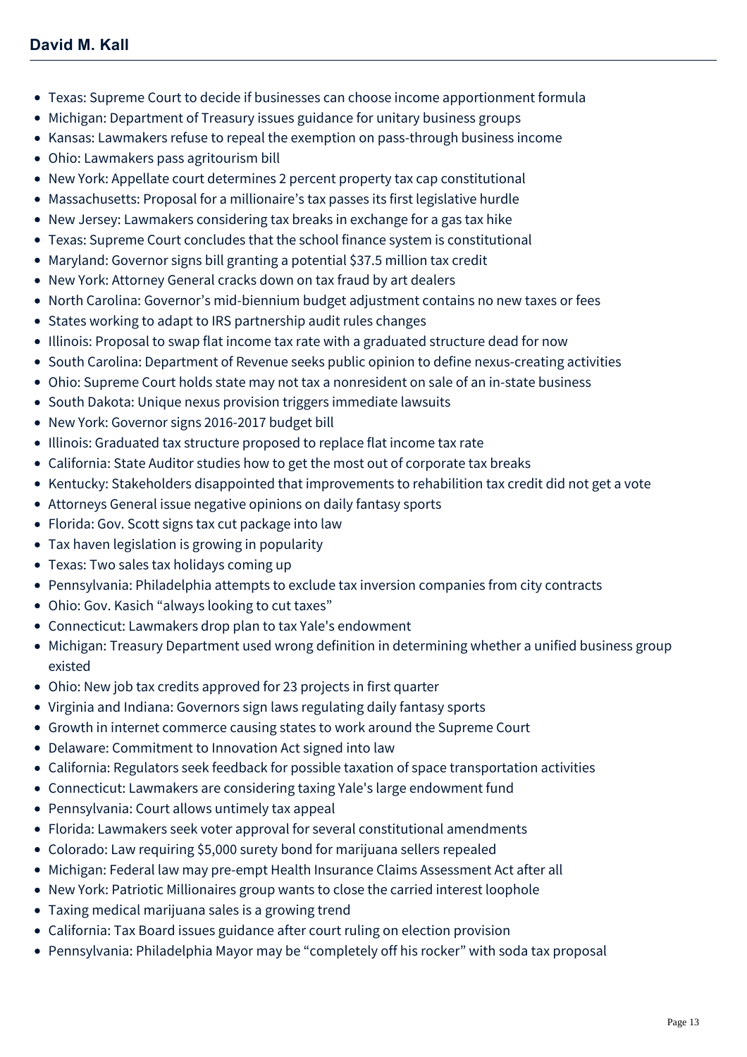## David M. Kall

- Texas: Supreme Court to decide if businesses can choose income apportionment formula
- Michigan: Department of Treasury issues guidance for unitary business groups
- Kansas: Lawmakers refuse to repeal the exemption on pass-through business income
- Ohio: Lawmakers pass agritourism bill
- New York: Appellate court determines 2 percent property tax cap constitutional
- Massachusetts: Proposal for a millionaire's tax passes its first legislative hurdle
- New Jersey: Lawmakers considering tax breaks in exchange for a gas tax hike
- Texas: Supreme Court concludes that the school finance system is constitutional
- Maryland: Governor signs bill granting a potential $37.5 million tax credit
- New York: Attorney General cracks down on tax fraud by art dealers
- North Carolina: Governor's mid-biennium budget adjustment contains no new taxes or fees
- States working to adapt to IRS partnership audit rules changes
- Illinois: Proposal to swap flat income tax rate with a graduated structure dead for now
- South Carolina: Department of Revenue seeks public opinion to define nexus-creating activities
- Ohio: Supreme Court holds state may not tax a nonresident on sale of an in-state business
- South Dakota: Unique nexus provision triggers immediate lawsuits
- New York: Governor signs 2016-2017 budget bill
- Illinois: Graduated tax structure proposed to replace flat income tax rate
- California: State Auditor studies how to get the most out of corporate tax breaks
- Kentucky: Stakeholders disappointed that improvements to rehabilition tax credit did not get a vote
- Attorneys General issue negative opinions on daily fantasy sports
- Florida: Gov. Scott signs tax cut package into law
- Tax haven legislation is growing in popularity
- Texas: Two sales tax holidays coming up
- Pennsylvania: Philadelphia attempts to exclude tax inversion companies from city contracts
- Ohio: Gov. Kasich "always looking to cut taxes"
- Connecticut: Lawmakers drop plan to tax Yale's endowment
- Michigan: Treasury Department used wrong definition in determining whether a unified business group existed
- Ohio: New job tax credits approved for 23 projects in first quarter
- Virginia and Indiana: Governors sign laws regulating daily fantasy sports
- Growth in internet commerce causing states to work around the Supreme Court
- Delaware: Commitment to Innovation Act signed into law
- California: Regulators seek feedback for possible taxation of space transportation activities
- Connecticut: Lawmakers are considering taxing Yale's large endowment fund
- Pennsylvania: Court allows untimely tax appeal
- Florida: Lawmakers seek voter approval for several constitutional amendments
- Colorado: Law requiring $5,000 surety bond for marijuana sellers repealed
- Michigan: Federal law may pre-empt Health Insurance Claims Assessment Act after all
- New York: Patriotic Millionaires group wants to close the carried interest loophole
- Taxing medical marijuana sales is a growing trend
- California: Tax Board issues guidance after court ruling on election provision
- Pennsylvania: Philadelphia Mayor may be "completely off his rocker" with soda tax proposal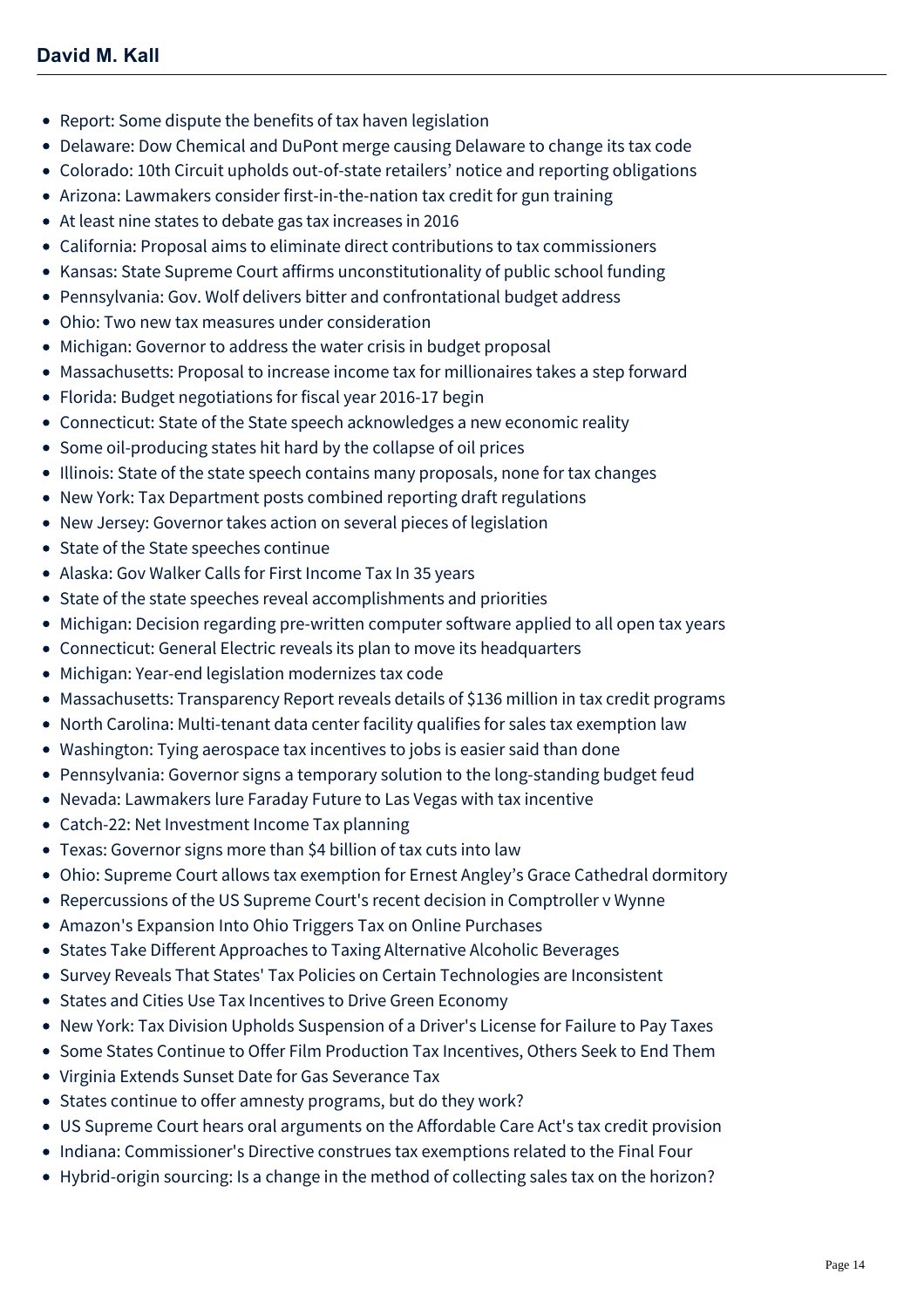- Report: Some dispute the benefits of tax haven legislation
- Delaware: Dow Chemical and DuPont merge causing Delaware to change its tax code
- Colorado: 10th Circuit upholds out-of-state retailers' notice and reporting obligations
- Arizona: Lawmakers consider first-in-the-nation tax credit for gun training
- At least nine states to debate gas tax increases in 2016
- California: Proposal aims to eliminate direct contributions to tax commissioners
- Kansas: State Supreme Court affirms unconstitutionality of public school funding
- Pennsylvania: Gov. Wolf delivers bitter and confrontational budget address
- Ohio: Two new tax measures under consideration
- Michigan: Governor to address the water crisis in budget proposal
- Massachusetts: Proposal to increase income tax for millionaires takes a step forward
- Florida: Budget negotiations for fiscal year 2016-17 begin
- Connecticut: State of the State speech acknowledges a new economic reality
- Some oil-producing states hit hard by the collapse of oil prices
- Illinois: State of the state speech contains many proposals, none for tax changes
- New York: Tax Department posts combined reporting draft regulations
- New Jersey: Governor takes action on several pieces of legislation
- State of the State speeches continue
- Alaska: Gov Walker Calls for First Income Tax In 35 years
- State of the state speeches reveal accomplishments and priorities
- Michigan: Decision regarding pre-written computer software applied to all open tax years
- Connecticut: General Electric reveals its plan to move its headquarters
- Michigan: Year-end legislation modernizes tax code
- Massachusetts: Transparency Report reveals details of $136 million in tax credit programs
- North Carolina: Multi-tenant data center facility qualifies for sales tax exemption law
- Washington: Tying aerospace tax incentives to jobs is easier said than done
- Pennsylvania: Governor signs a temporary solution to the long-standing budget feud
- Nevada: Lawmakers lure Faraday Future to Las Vegas with tax incentive
- Catch-22: Net Investment Income Tax planning
- Texas: Governor signs more than $4 billion of tax cuts into law
- Ohio: Supreme Court allows tax exemption for Ernest Angley's Grace Cathedral dormitory
- Repercussions of the US Supreme Court's recent decision in Comptroller v Wynne
- Amazon's Expansion Into Ohio Triggers Tax on Online Purchases
- States Take Different Approaches to Taxing Alternative Alcoholic Beverages
- Survey Reveals That States' Tax Policies on Certain Technologies are Inconsistent
- States and Cities Use Tax Incentives to Drive Green Economy
- New York: Tax Division Upholds Suspension of a Driver's License for Failure to Pay Taxes
- Some States Continue to Offer Film Production Tax Incentives, Others Seek to End Them
- Virginia Extends Sunset Date for Gas Severance Tax
- States continue to offer amnesty programs, but do they work?
- US Supreme Court hears oral arguments on the Affordable Care Act's tax credit provision
- Indiana: Commissioner's Directive construes tax exemptions related to the Final Four
- Hybrid-origin sourcing: Is a change in the method of collecting sales tax on the horizon?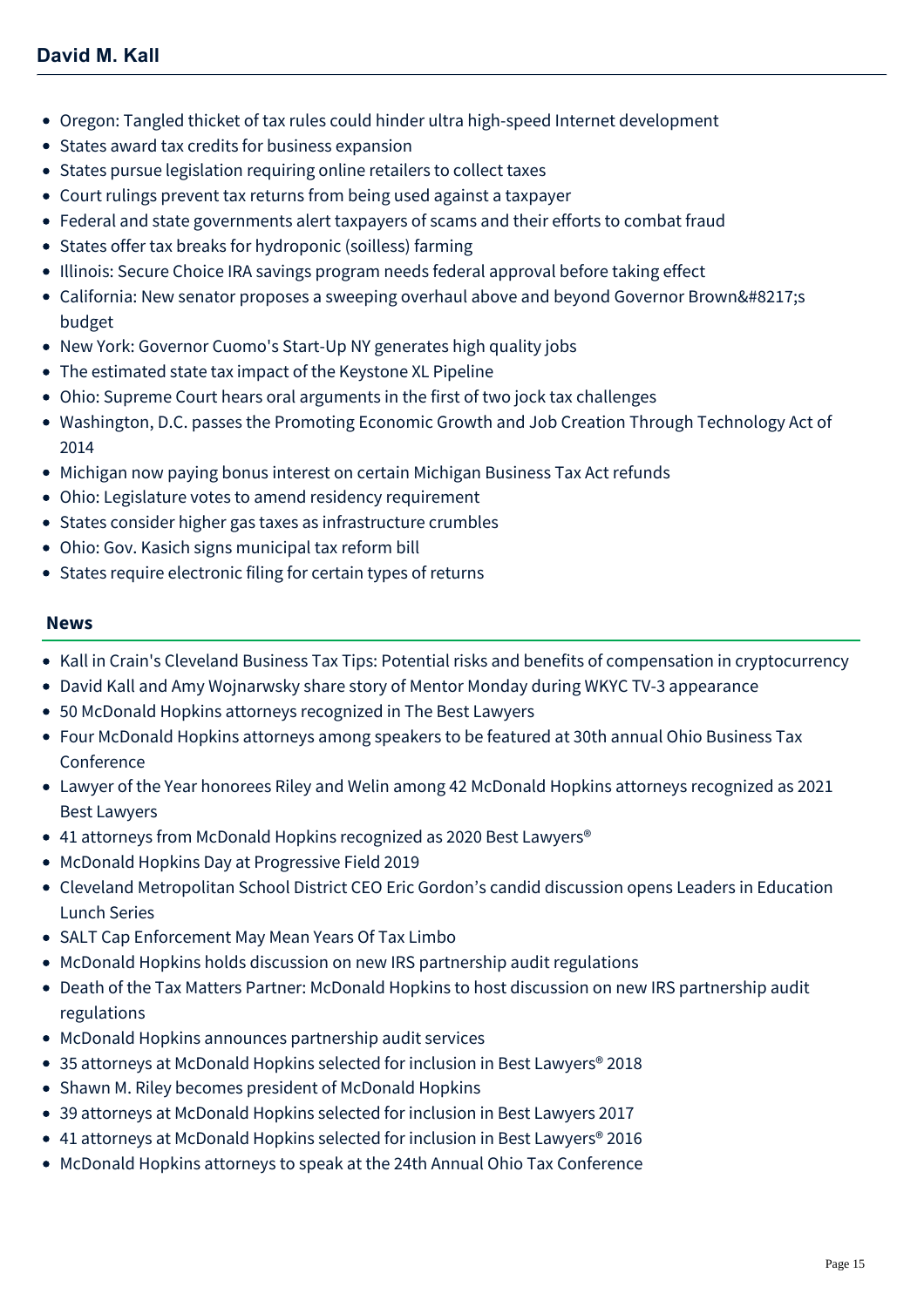- Oregon: Tangled thicket of tax rules could hinder ultra high-speed Internet development
- States award tax credits for business expansion
- States pursue legislation requiring online retailers to collect taxes
- Court rulings prevent tax returns from being used against a taxpayer
- Federal and state governments alert taxpayers of scams and their efforts to combat fraud
- States offer tax breaks for hydroponic (soilless) farming
- Illinois: Secure Choice IRA savings program needs federal approval before taking effect
- California: New senator proposes a sweeping overhaul above and beyond Governor Brown&#8217;s budget
- New York: Governor Cuomo's Start-Up NY generates high quality jobs
- The estimated state tax impact of the Keystone XL Pipeline
- Ohio: Supreme Court hears oral arguments in the first of two jock tax challenges
- Washington, D.C. passes the Promoting Economic Growth and Job Creation Through Technology Act of 2014
- Michigan now paying bonus interest on certain Michigan Business Tax Act refunds
- Ohio: Legislature votes to amend residency requirement
- States consider higher gas taxes as infrastructure crumbles
- Ohio: Gov. Kasich signs municipal tax reform bill
- States require electronic filing for certain types of returns

## News

- Kall in Crain's Cleveland Business Tax Tips: Potential risks and benefits of compensation in cryptocurrency
- David Kall and Amy Wojnarwsky share story of Mentor Monday during WKYC TV-3 appearance
- 50 McDonald Hopkins attorneys recognized in The Best Lawyers
- Four McDonald Hopkins attorneys among speakers to be featured at 30th annual Ohio Business Tax Conference
- Lawyer of the Year honorees Riley and Welin among 42 McDonald Hopkins attorneys recognized as 2021 Best Lawyers
- 41 attorneys from McDonald Hopkins recognized as 2020 Best Lawyers®
- McDonald Hopkins Day at Progressive Field 2019
- Cleveland Metropolitan School District CEO Eric Gordon's candid discussion opens Leaders in Education Lunch Series
- SALT Cap Enforcement May Mean Years Of Tax Limbo
- McDonald Hopkins holds discussion on new IRS partnership audit regulations
- Death of the Tax Matters Partner: McDonald Hopkins to host discussion on new IRS partnership audit regulations
- McDonald Hopkins announces partnership audit services
- 35 attorneys at McDonald Hopkins selected for inclusion in Best Lawyers® 2018
- Shawn M. Riley becomes president of McDonald Hopkins
- 39 attorneys at McDonald Hopkins selected for inclusion in Best Lawyers 2017
- 41 attorneys at McDonald Hopkins selected for inclusion in Best Lawyers® 2016
- McDonald Hopkins attorneys to speak at the 24th Annual Ohio Tax Conference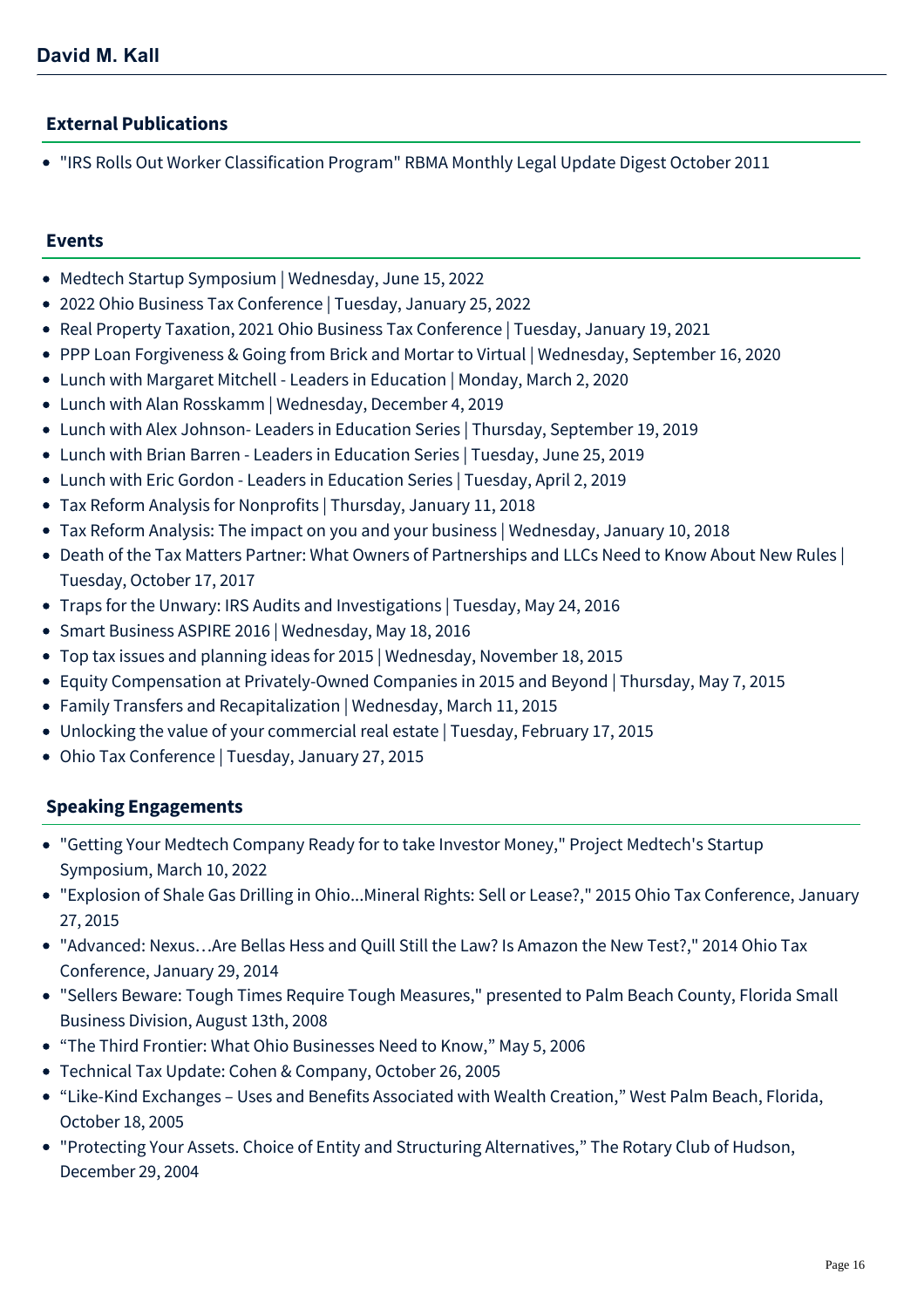## External Publications

- "IRS Rolls Out Worker Classification Program" RBMA Monthly Legal Update Digest October 2011

## Events

- Medtech Startup Symposium | Wednesday, June 15, 2022
- 2022 Ohio Business Tax Conference | Tuesday, January 25, 2022
- Real Property Taxation, 2021 Ohio Business Tax Conference | Tuesday, January 19, 2021
- PPP Loan Forgiveness & Going from Brick and Mortar to Virtual | Wednesday, September 16, 2020
- Lunch with Margaret Mitchell - Leaders in Education | Monday, March 2, 2020
- Lunch with Alan Rosskamm | Wednesday, December 4, 2019
- Lunch with Alex Johnson- Leaders in Education Series | Thursday, September 19, 2019
- Lunch with Brian Barren - Leaders in Education Series | Tuesday, June 25, 2019
- Lunch with Eric Gordon - Leaders in Education Series | Tuesday, April 2, 2019
- Tax Reform Analysis for Nonprofits | Thursday, January 11, 2018
- Tax Reform Analysis: The impact on you and your business | Wednesday, January 10, 2018
- Death of the Tax Matters Partner: What Owners of Partnerships and LLCs Need to Know About New Rules | Tuesday, October 17, 2017
- Traps for the Unwary: IRS Audits and Investigations | Tuesday, May 24, 2016
- Smart Business ASPIRE 2016 | Wednesday, May 18, 2016
- Top tax issues and planning ideas for 2015 | Wednesday, November 18, 2015
- Equity Compensation at Privately-Owned Companies in 2015 and Beyond | Thursday, May 7, 2015
- Family Transfers and Recapitalization | Wednesday, March 11, 2015
- Unlocking the value of your commercial real estate | Tuesday, February 17, 2015
- Ohio Tax Conference | Tuesday, January 27, 2015

## Speaking Engagements

- "Getting Your Medtech Company Ready for to take Investor Money," Project Medtech's Startup Symposium, March 10, 2022
- "Explosion of Shale Gas Drilling in Ohio...Mineral Rights: Sell or Lease?," 2015 Ohio Tax Conference, January 27, 2015
- "Advanced: Nexus…Are Bellas Hess and Quill Still the Law? Is Amazon the New Test?," 2014 Ohio Tax Conference, January 29, 2014
- "Sellers Beware: Tough Times Require Tough Measures," presented to Palm Beach County, Florida Small Business Division, August 13th, 2008
- "The Third Frontier: What Ohio Businesses Need to Know," May 5, 2006
- Technical Tax Update: Cohen & Company, October 26, 2005
- "Like-Kind Exchanges – Uses and Benefits Associated with Wealth Creation," West Palm Beach, Florida, October 18, 2005
- "Protecting Your Assets. Choice of Entity and Structuring Alternatives," The Rotary Club of Hudson, December 29, 2004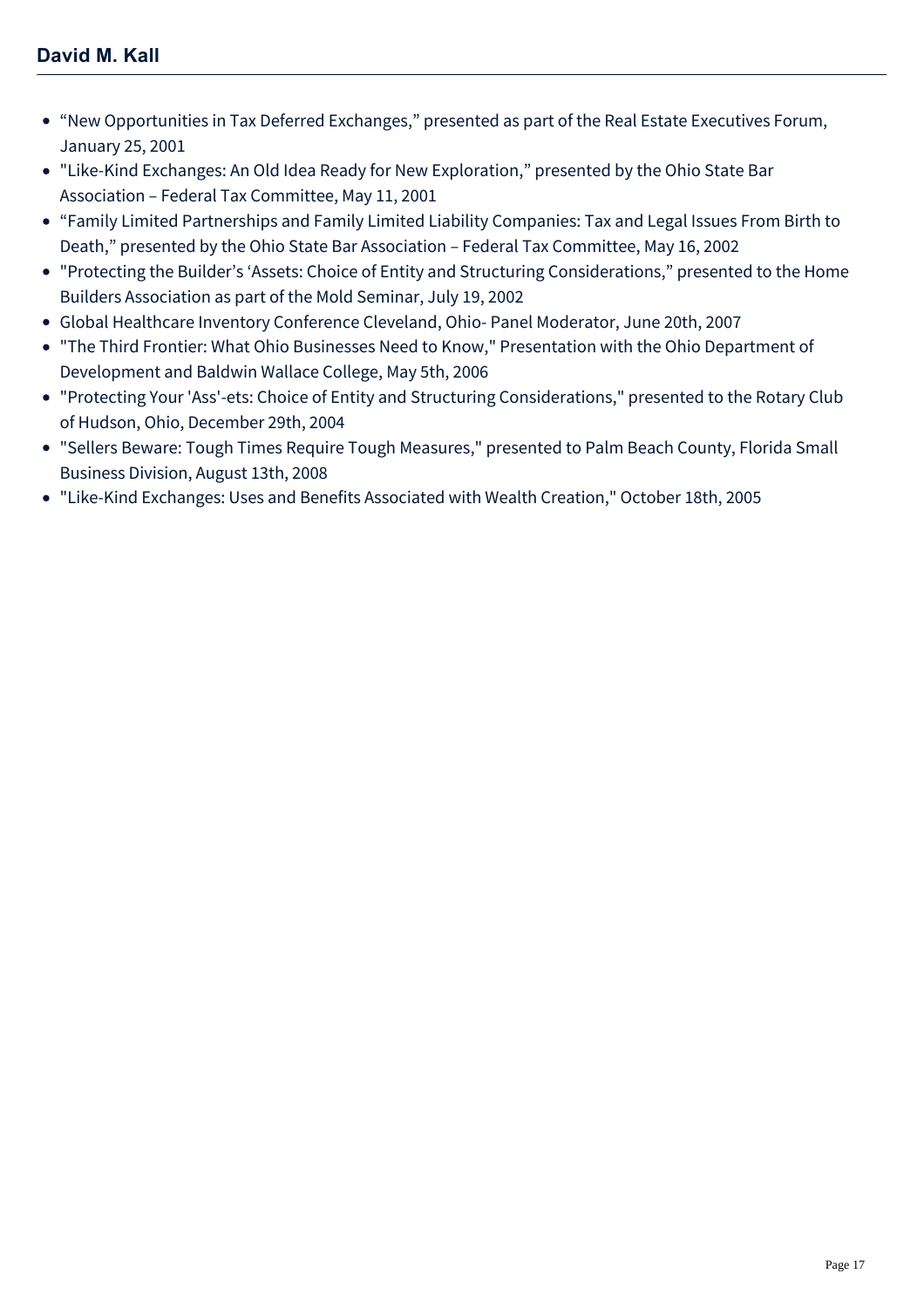- “New Opportunities in Tax Deferred Exchanges,” presented as part of the Real Estate Executives Forum, January 25, 2001
- "Like-Kind Exchanges: An Old Idea Ready for New Exploration,” presented by the Ohio State Bar Association – Federal Tax Committee, May 11, 2001
- “Family Limited Partnerships and Family Limited Liability Companies: Tax and Legal Issues From Birth to Death,” presented by the Ohio State Bar Association – Federal Tax Committee, May 16, 2002
- "Protecting the Builder’s ‘Assets: Choice of Entity and Structuring Considerations,” presented to the Home Builders Association as part of the Mold Seminar, July 19, 2002
- Global Healthcare Inventory Conference Cleveland, Ohio- Panel Moderator, June 20th, 2007
- "The Third Frontier: What Ohio Businesses Need to Know," Presentation with the Ohio Department of Development and Baldwin Wallace College, May 5th, 2006
- "Protecting Your 'Ass'-ets: Choice of Entity and Structuring Considerations," presented to the Rotary Club of Hudson, Ohio, December 29th, 2004
- "Sellers Beware: Tough Times Require Tough Measures," presented to Palm Beach County, Florida Small Business Division, August 13th, 2008
- "Like-Kind Exchanges: Uses and Benefits Associated with Wealth Creation," October 18th, 2005